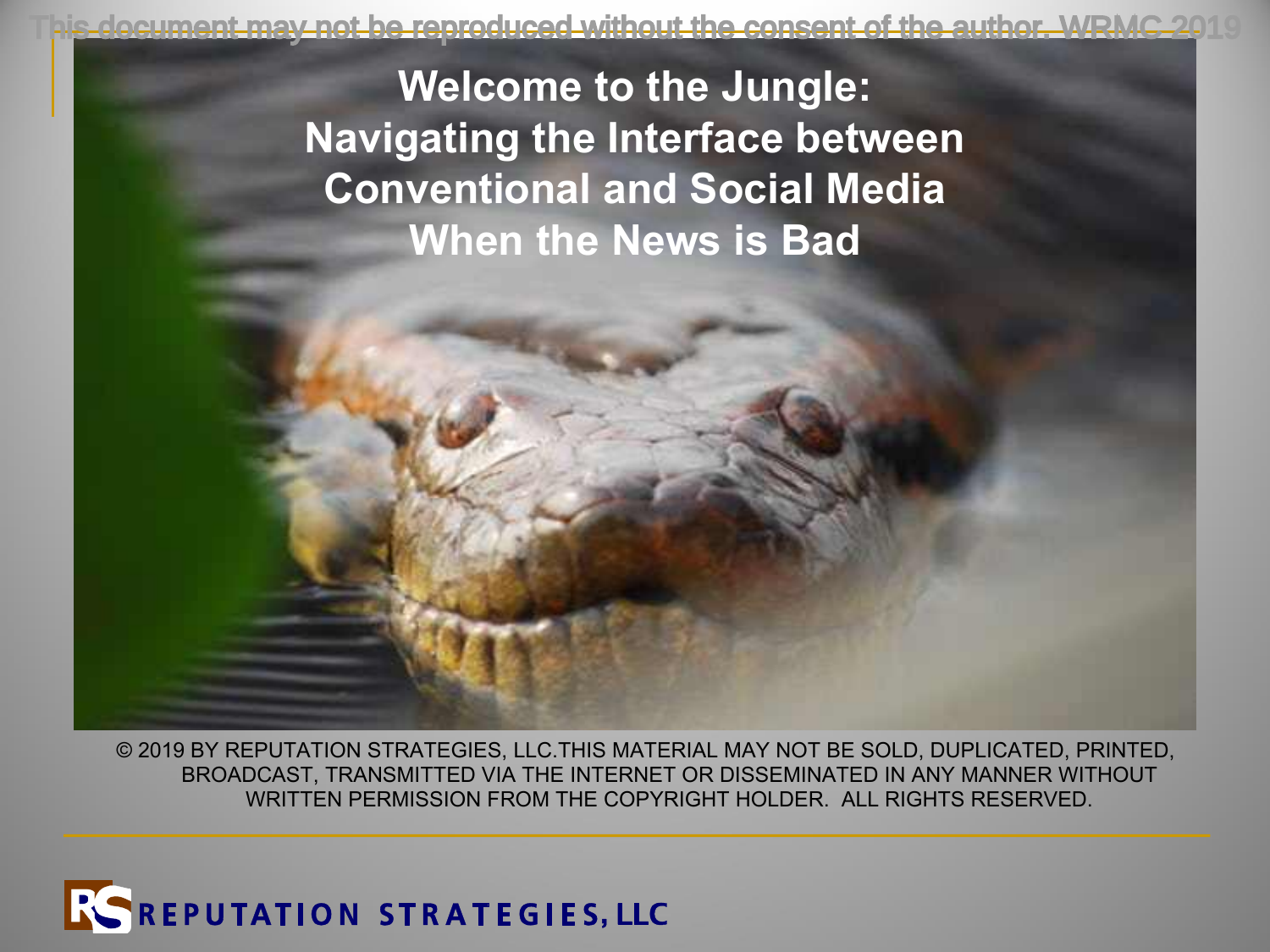This document may not be reproduced without the consent of the author. WRMC 2019

# Welcome to the Jungle: Navigating the Interface between Conventional and Social Media When the News is Bad

© 2019 BY REPUTATION STRATEGIES, LLC.THIS MATERIAL MAY NOT BE SOLD, DUPLICATED, PRINTED, BROADCAST, TRANSMITTED VIA THE INTERNET OR DISSEMINATED IN ANY MANNER WITHOUT WRITTEN PERMISSION FROM THE COPYRIGHT HOLDER. ALL RIGHTS RESERVED.

RS REPUTATION STRATEGIES, LLC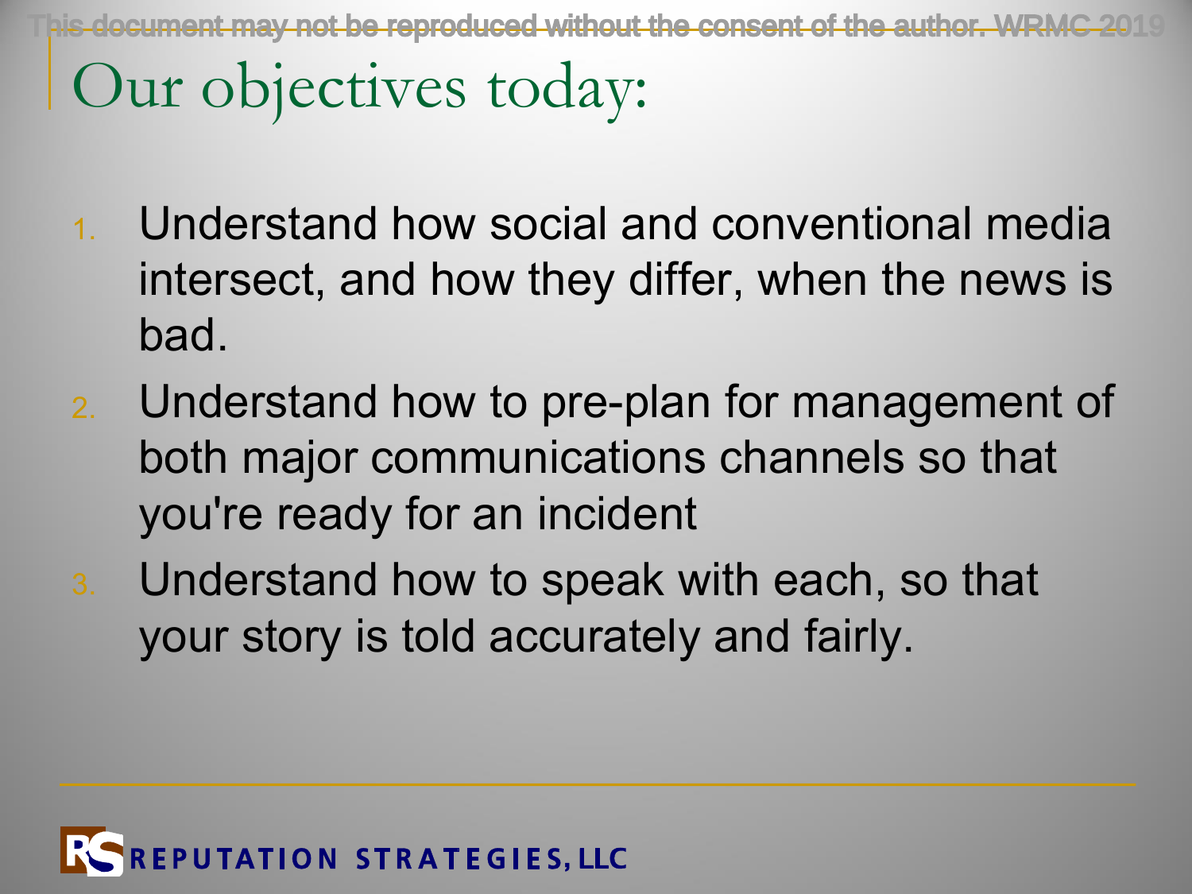# Our objectives today:

1. Understand how social and conventional media intersect, and how they differ, when the news is bad.
2. Understand how to pre-plan for management of both major communications channels so that you're ready for an incident
3. Understand how to speak with each, so that your story is told accurately and fairly.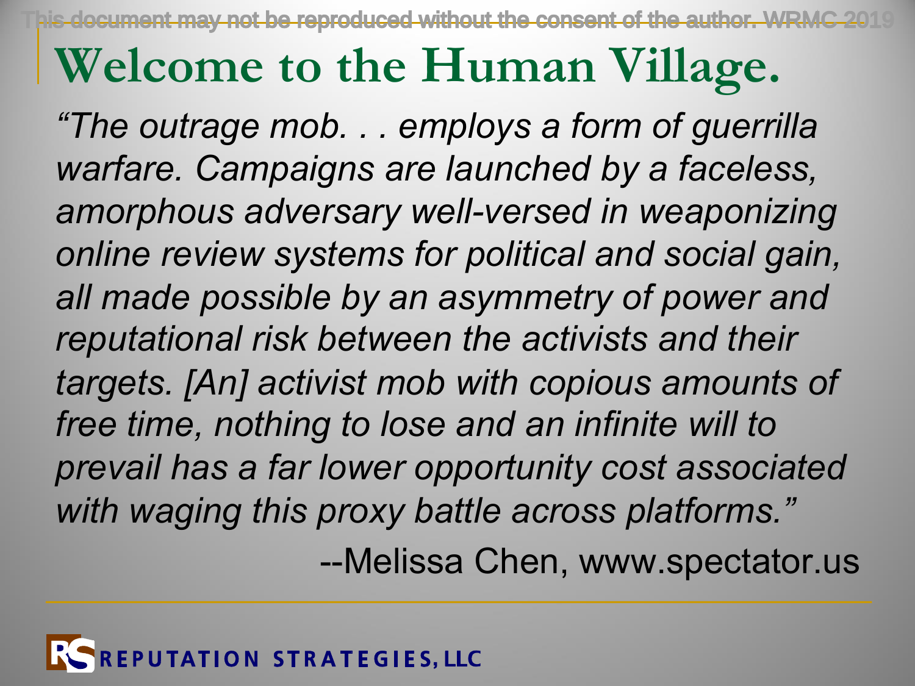# Welcome to the Human Village.

*"The outrage mob. . . employs a form of guerrilla warfare. Campaigns are launched by a faceless, amorphous adversary well-versed in weaponizing online review systems for political and social gain, all made possible by an asymmetry of power and reputational risk between the activists and their targets. [An] activist mob with copious amounts of free time, nothing to lose and an infinite will to prevail has a far lower opportunity cost associated with waging this proxy battle across platforms."*

--Melissa Chen, www.spectator.us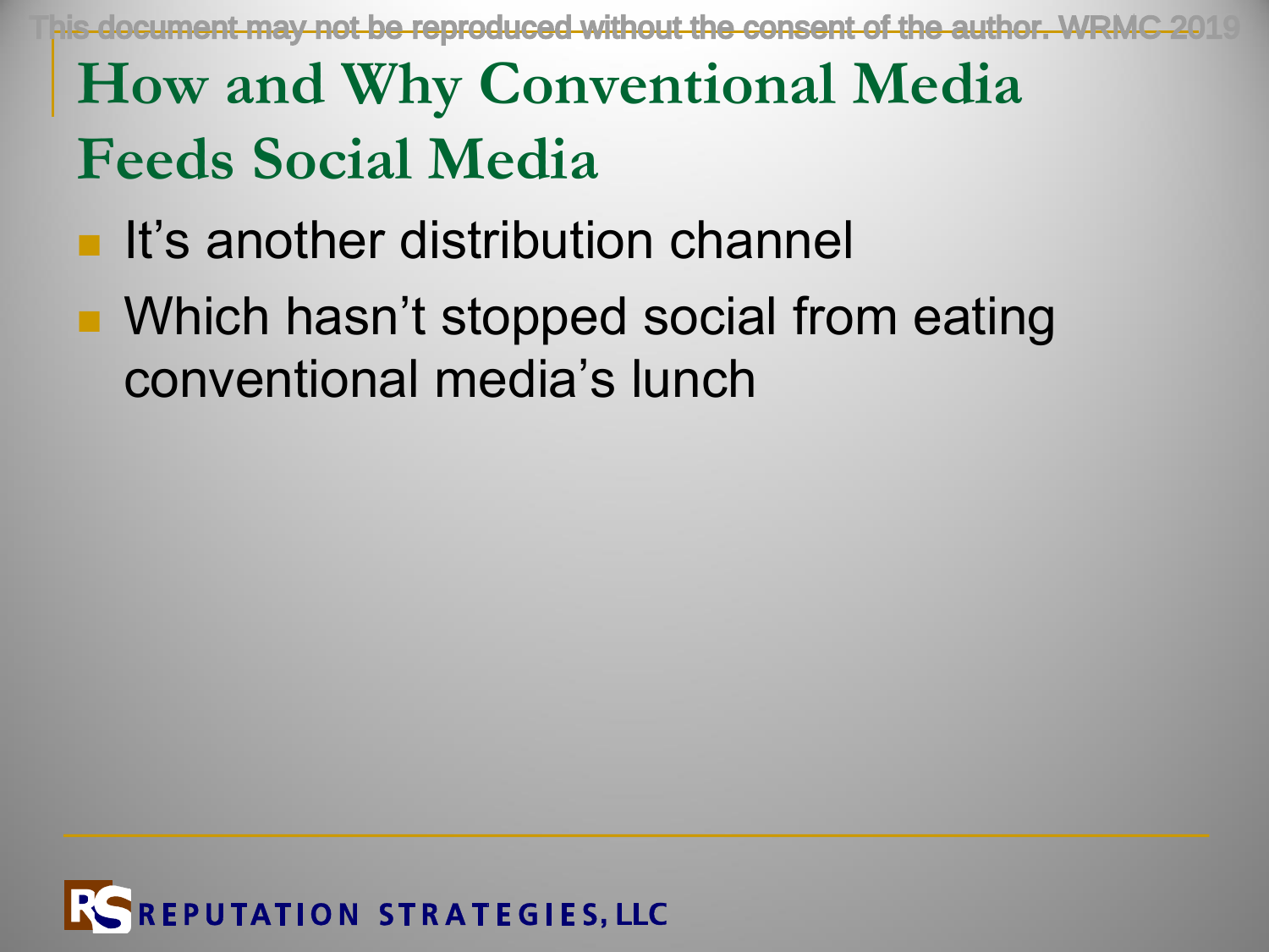# How and Why Conventional Media Feeds Social Media

- It’s another distribution channel
- Which hasn’t stopped social from eating conventional media’s lunch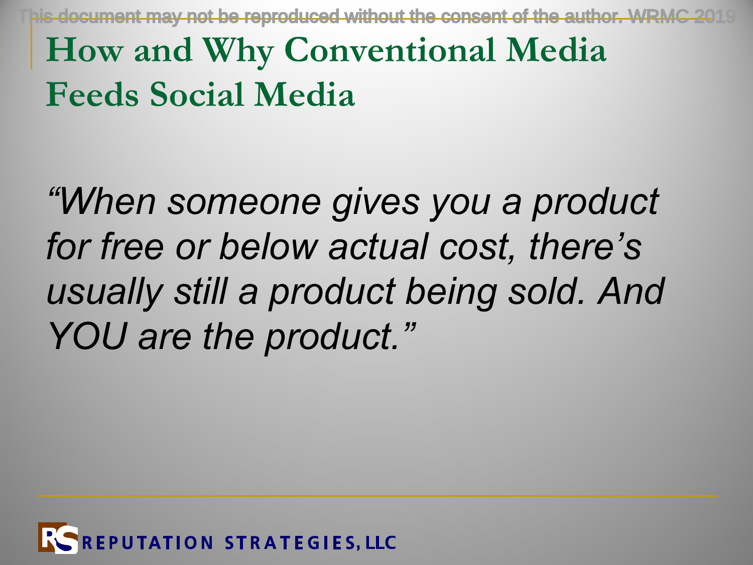# How and Why Conventional Media Feeds Social Media

*"When someone gives you a product for free or below actual cost, there's usually still a product being sold. And YOU are the product."*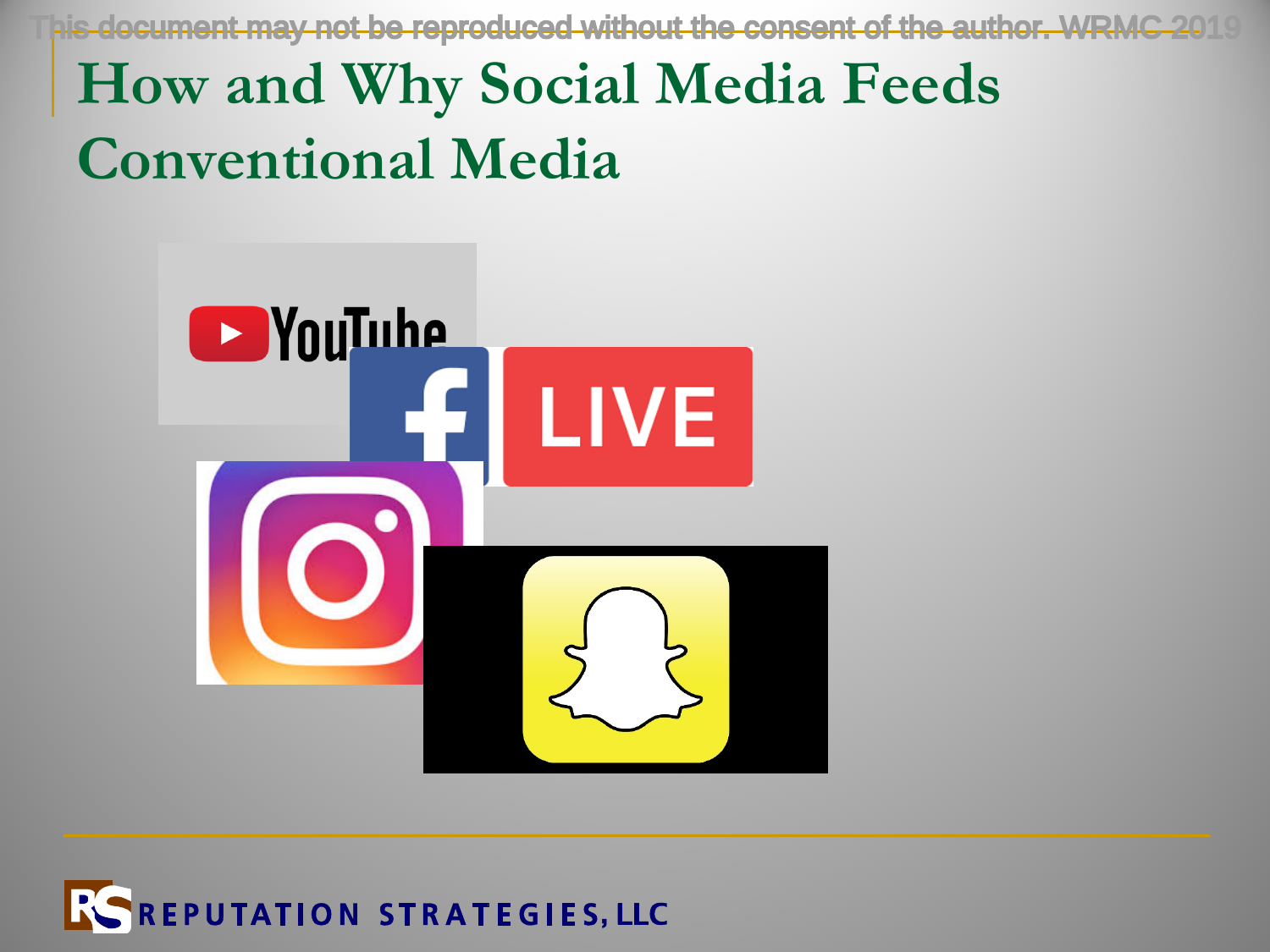# How and Why Social Media Feeds Conventional Media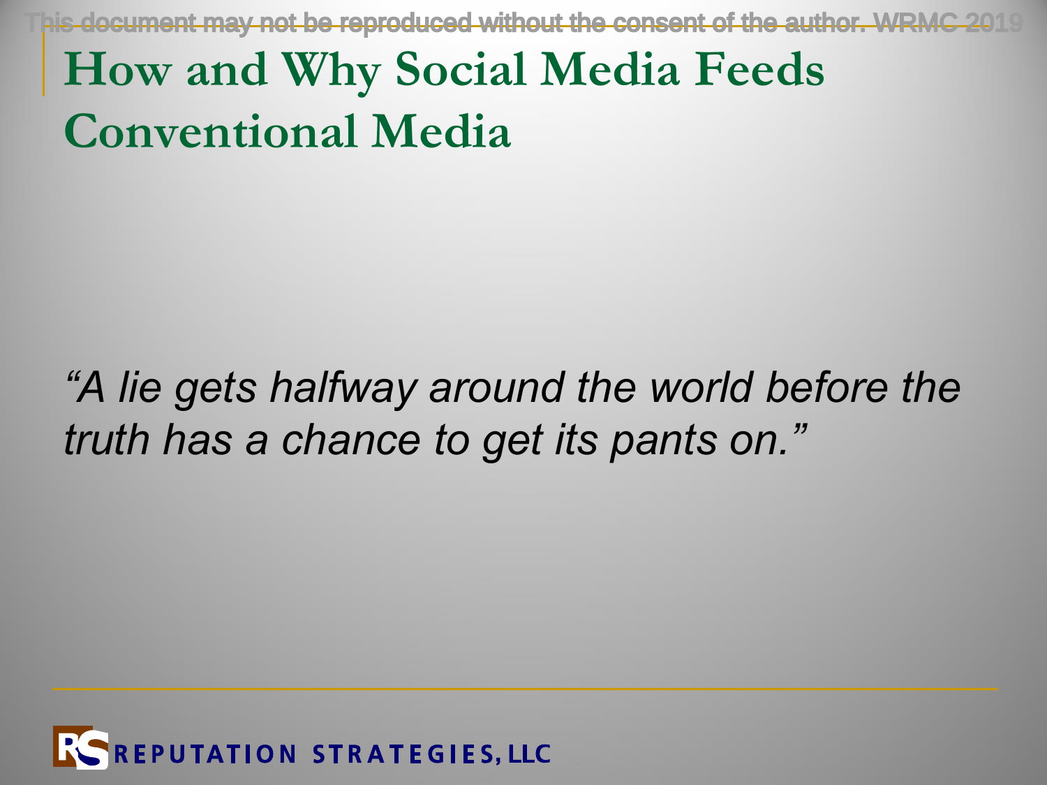# How and Why Social Media Feeds Conventional Media

*"A lie gets halfway around the world before the truth has a chance to get its pants on."*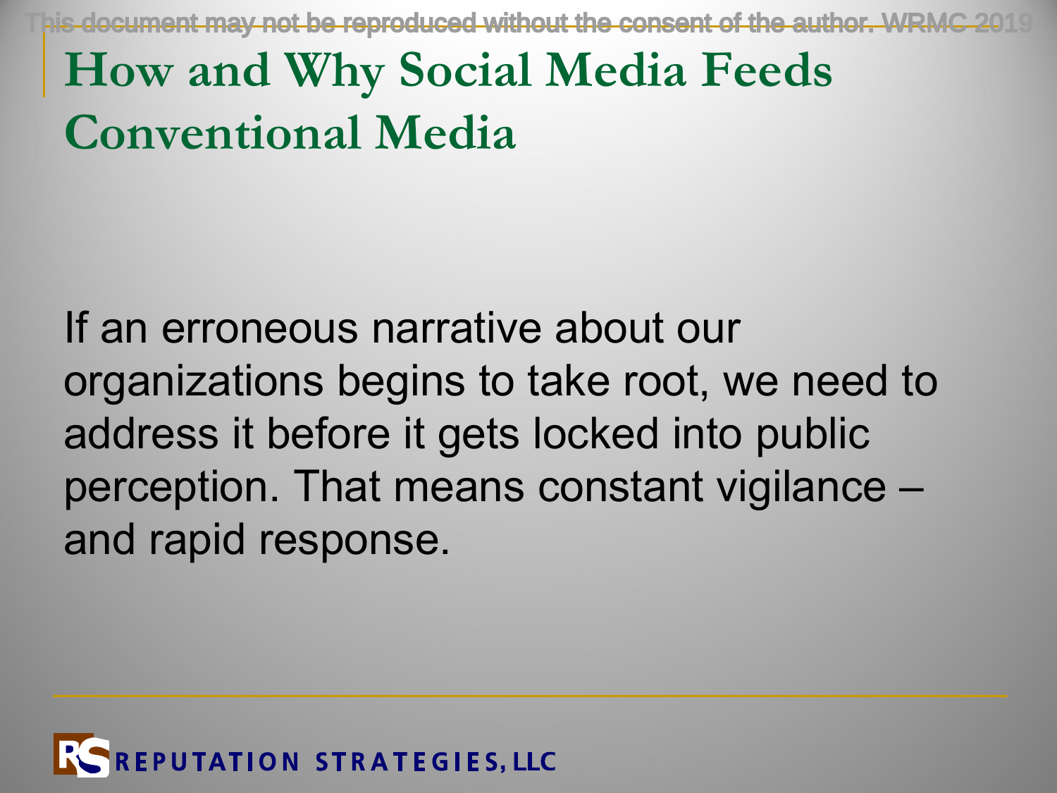# How and Why Social Media Feeds Conventional Media

If an erroneous narrative about our organizations begins to take root, we need to address it before it gets locked into public perception. That means constant vigilance – and rapid response.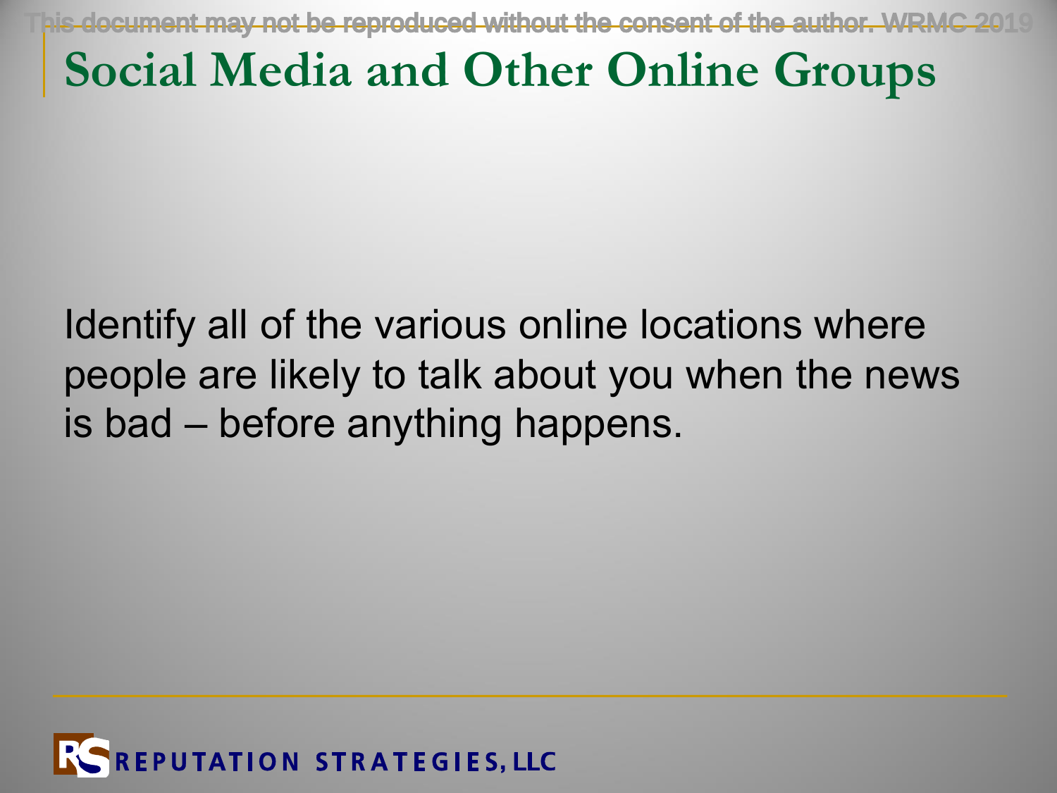# Social Media and Other Online Groups

Identify all of the various online locations where people are likely to talk about you when the news is bad – before anything happens.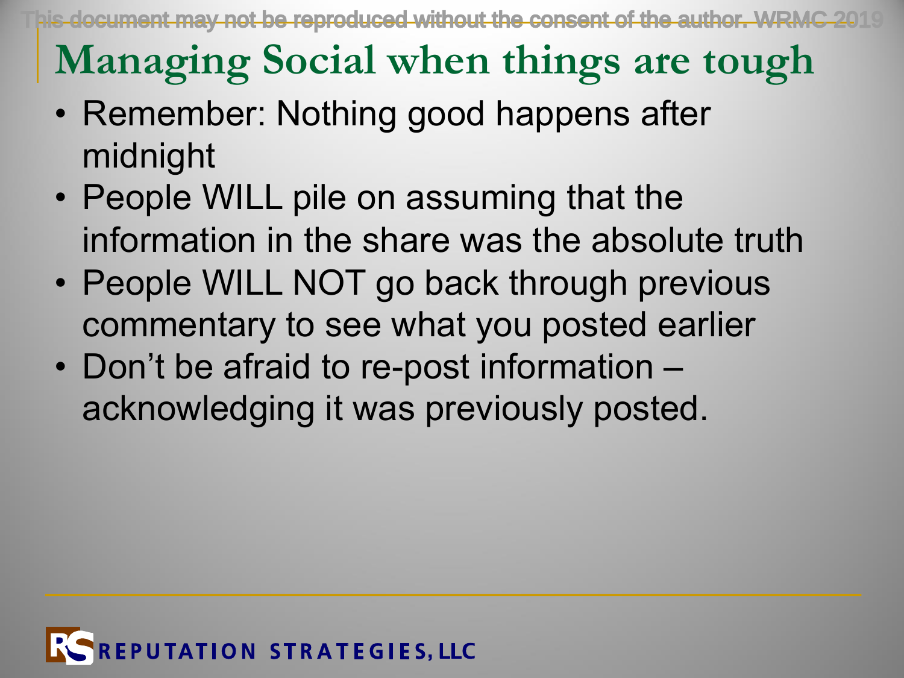# Managing Social when things are tough

- Remember: Nothing good happens after midnight
- People WILL pile on assuming that the information in the share was the absolute truth
- People WILL NOT go back through previous commentary to see what you posted earlier
- Don't be afraid to re-post information – acknowledging it was previously posted.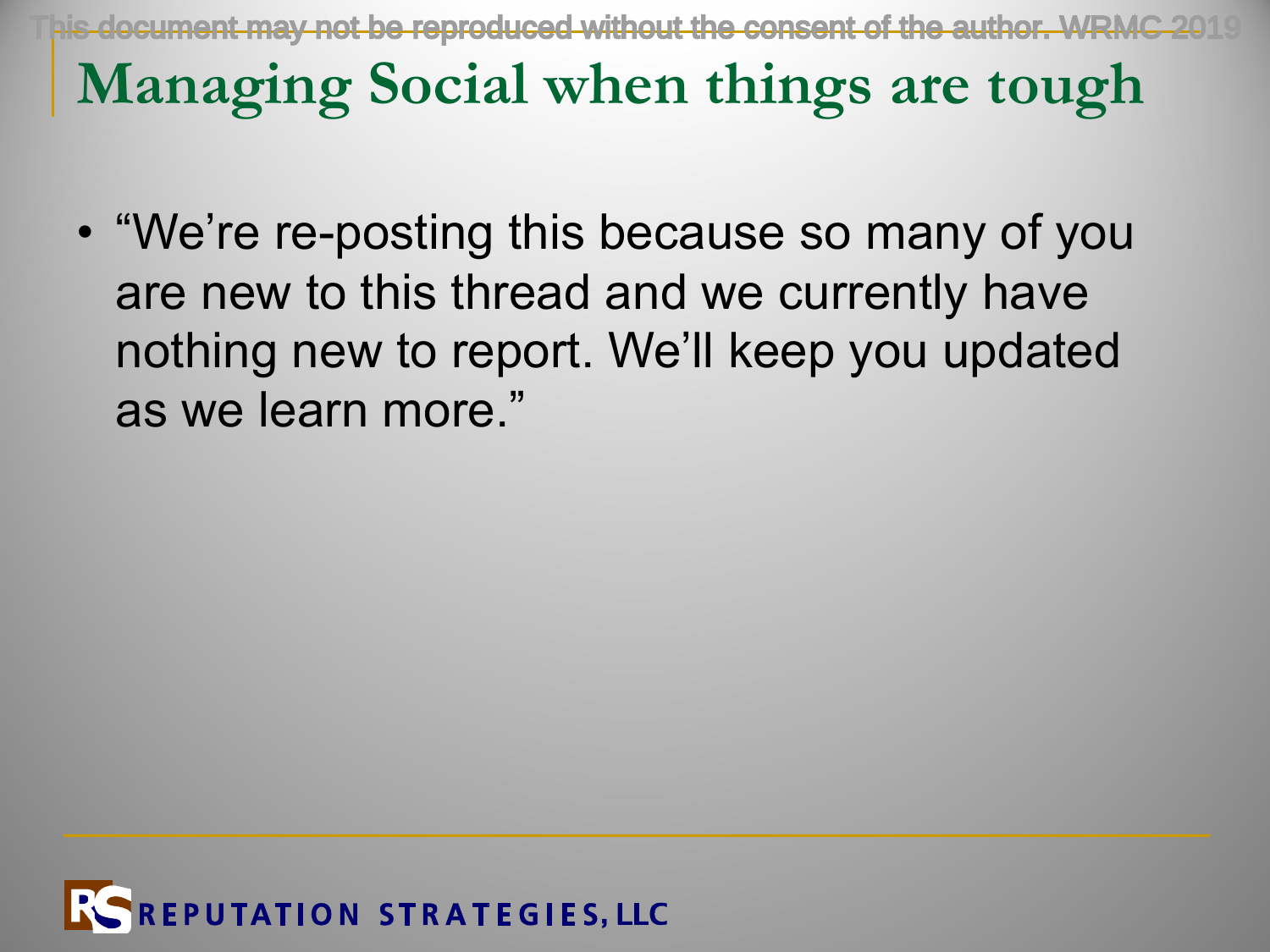# Managing Social when things are tough

- "We're re-posting this because so many of you are new to this thread and we currently have nothing new to report. We'll keep you updated as we learn more."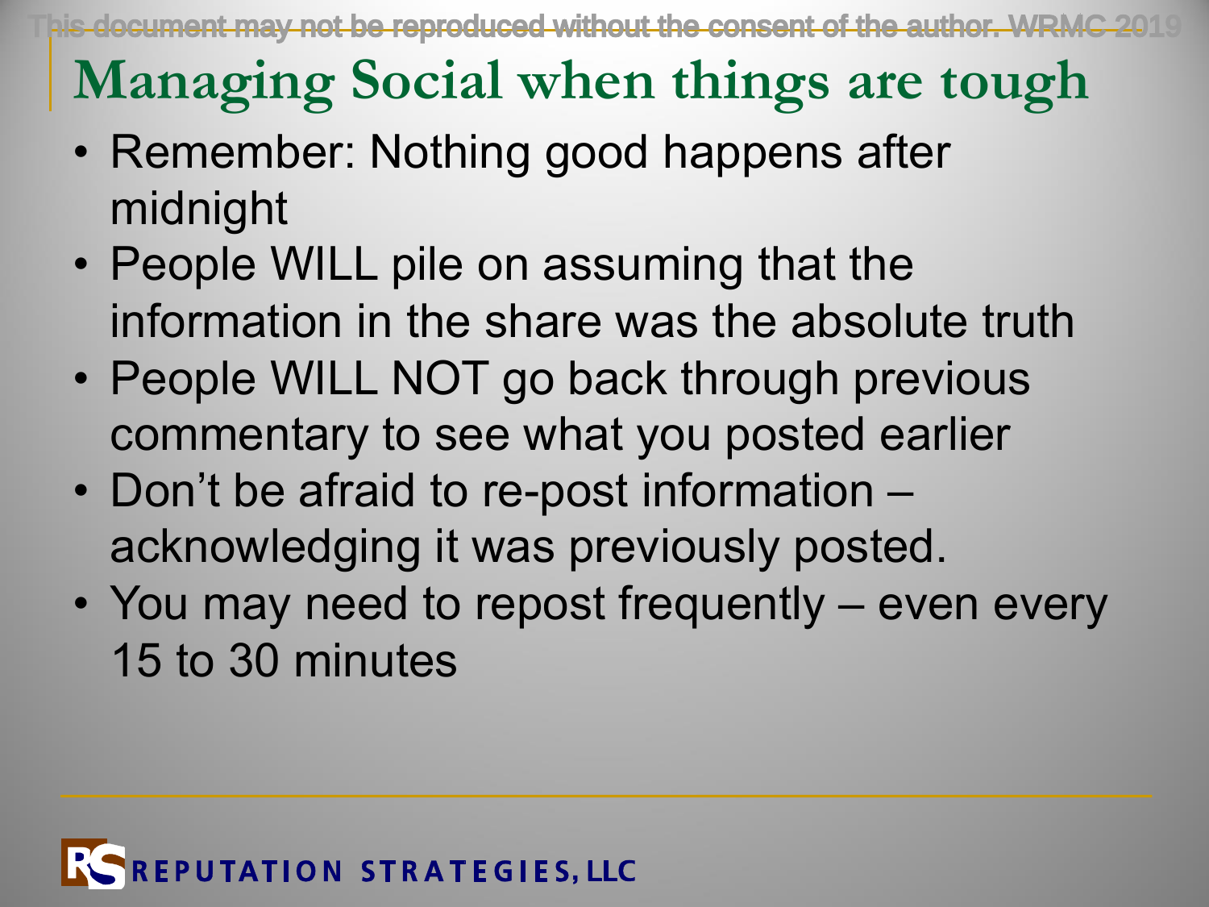# Managing Social when things are tough

- Remember: Nothing good happens after midnight
- People WILL pile on assuming that the information in the share was the absolute truth
- People WILL NOT go back through previous commentary to see what you posted earlier
- Don't be afraid to re-post information – acknowledging it was previously posted.
- You may need to repost frequently – even every 15 to 30 minutes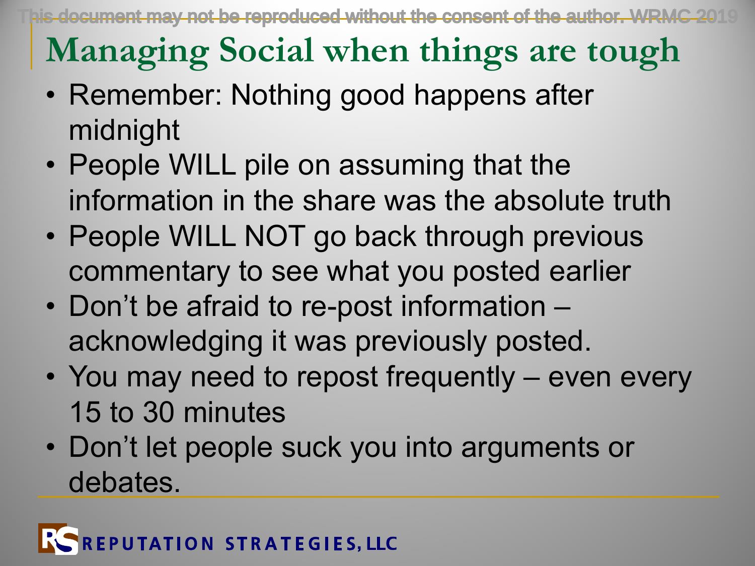# Managing Social when things are tough

- Remember: Nothing good happens after midnight
- People WILL pile on assuming that the information in the share was the absolute truth
- People WILL NOT go back through previous commentary to see what you posted earlier
- Don't be afraid to re-post information – acknowledging it was previously posted.
- You may need to repost frequently – even every 15 to 30 minutes
- Don't let people suck you into arguments or debates.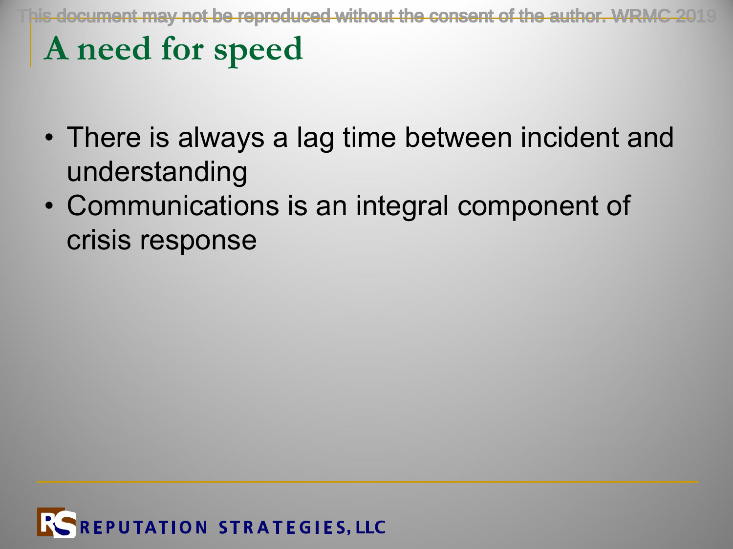# A need for speed

- There is always a lag time between incident and understanding
- Communications is an integral component of crisis response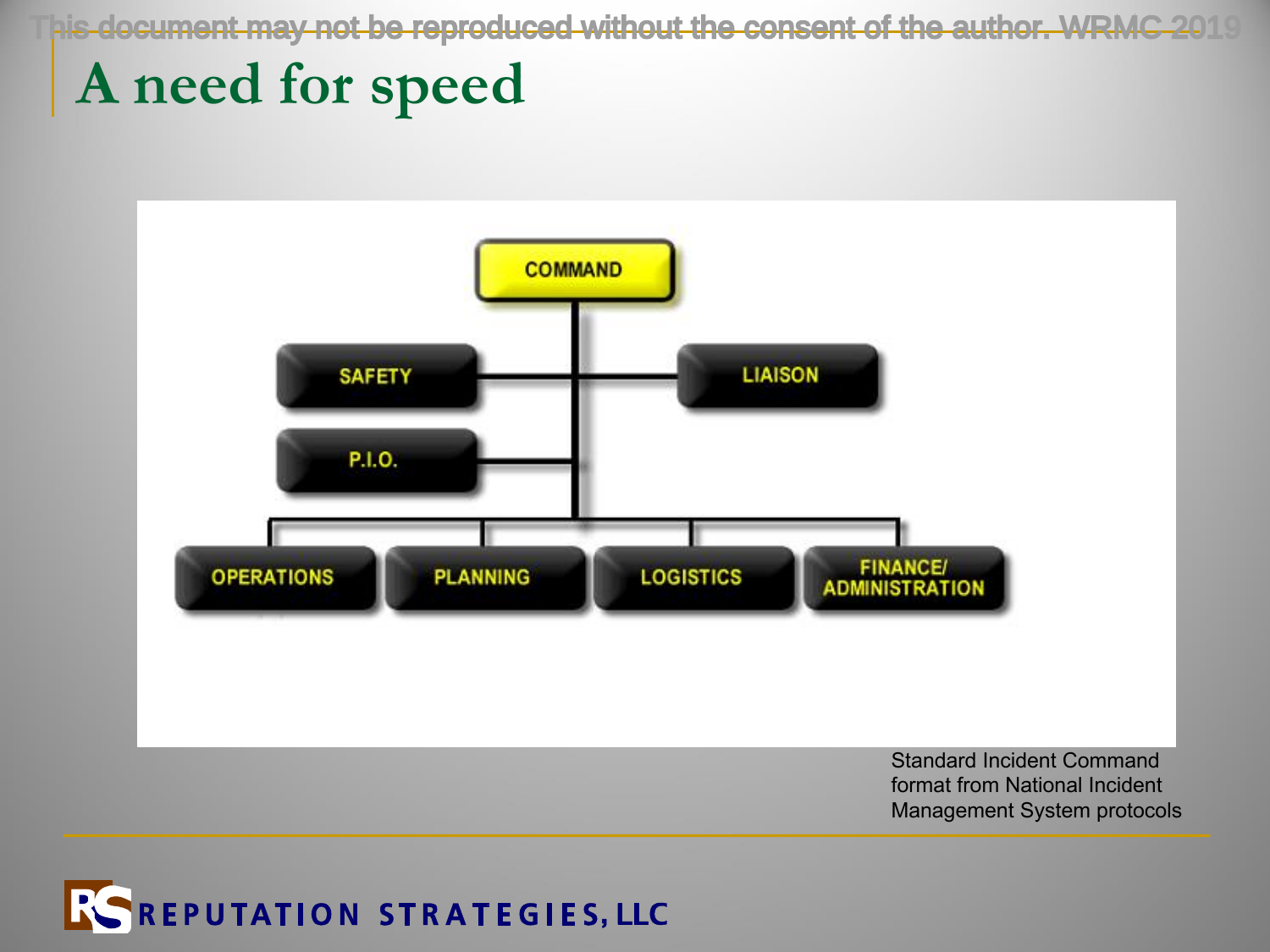# A need for speed

COMMAND

SAFETY

LIAISON

P.I.O.

OPERATIONS

PLANNING

LOGISTICS

FINANCE/ ADMINISTRATION

Standard Incident Command format from National Incident Management System protocols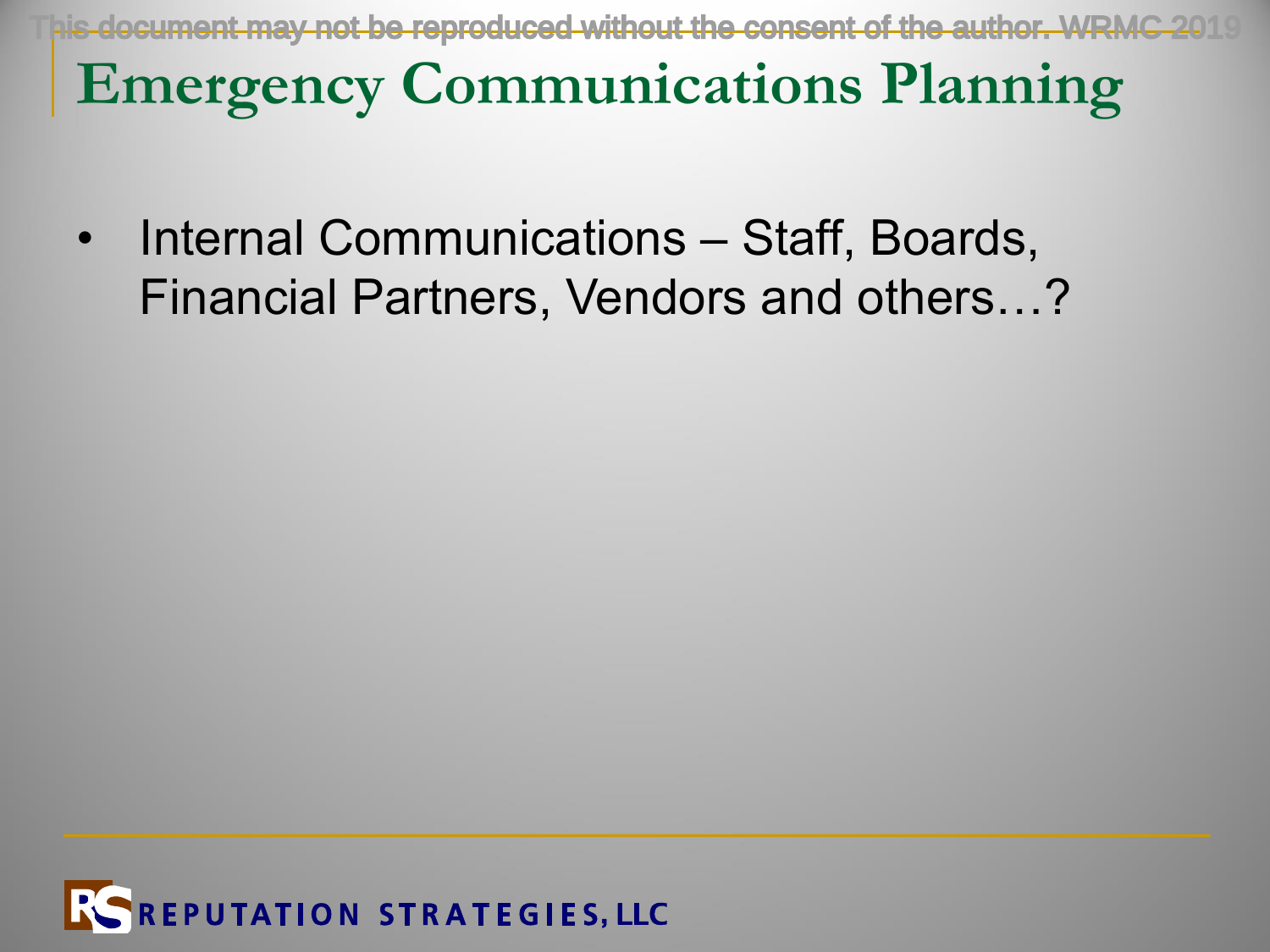# Emergency Communications Planning

- Internal Communications – Staff, Boards, Financial Partners, Vendors and others…?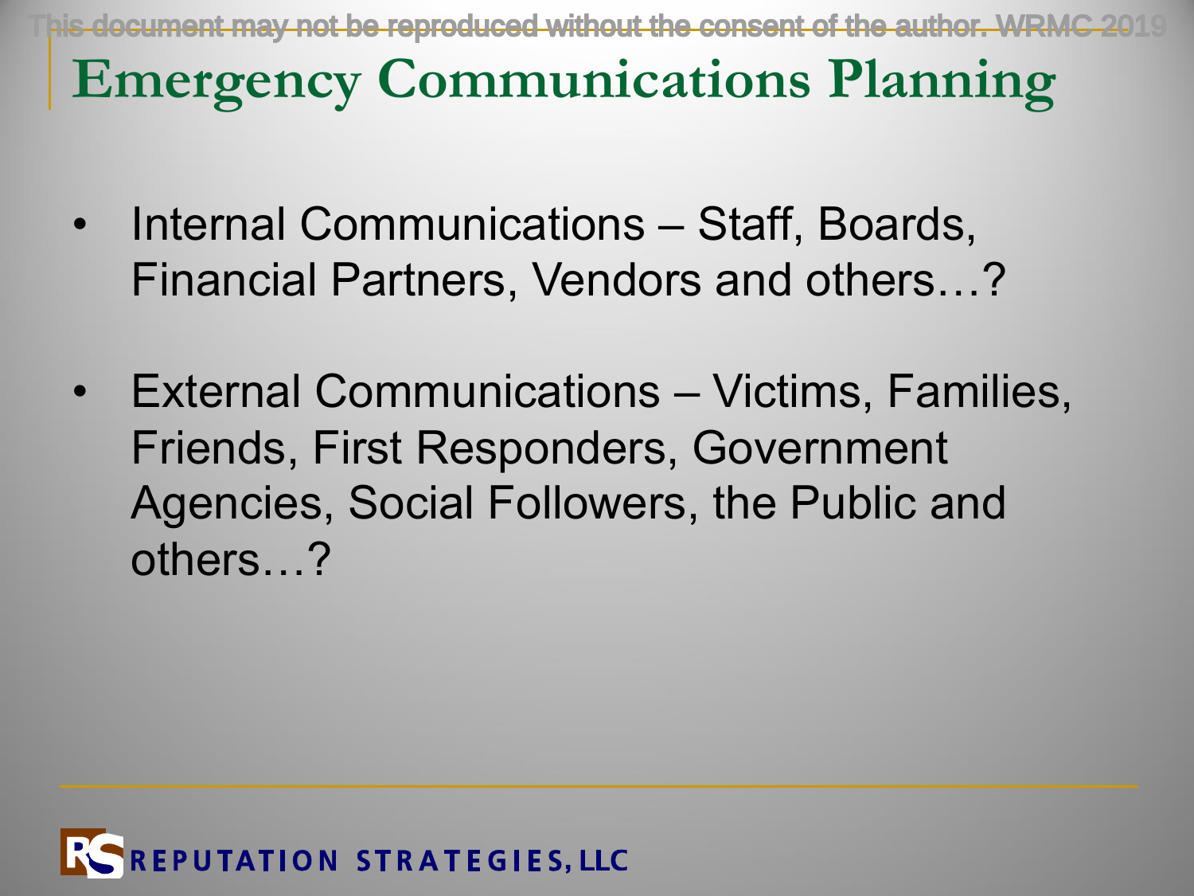# Emergency Communications Planning

- Internal Communications – Staff, Boards, Financial Partners, Vendors and others…?
- External Communications – Victims, Families, Friends, First Responders, Government Agencies, Social Followers, the Public and others…?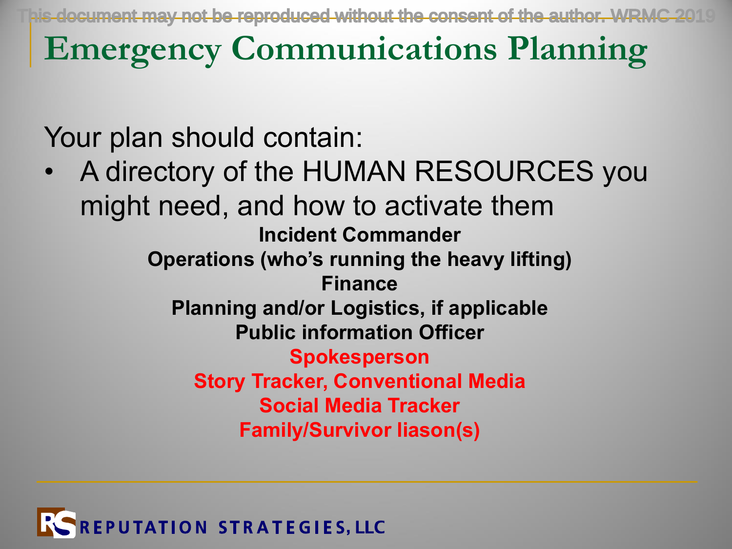# Emergency Communications Planning

Your plan should contain:

- A directory of the HUMAN RESOURCES you might need, and how to activate them

**Incident Commander**
**Operations (who's running the heavy lifting)**
**Finance**
**Planning and/or Logistics, if applicable**
**Public information Officer**
**Spokesperson**
**Story Tracker, Conventional Media**
**Social Media Tracker**
**Family/Survivor liason(s)**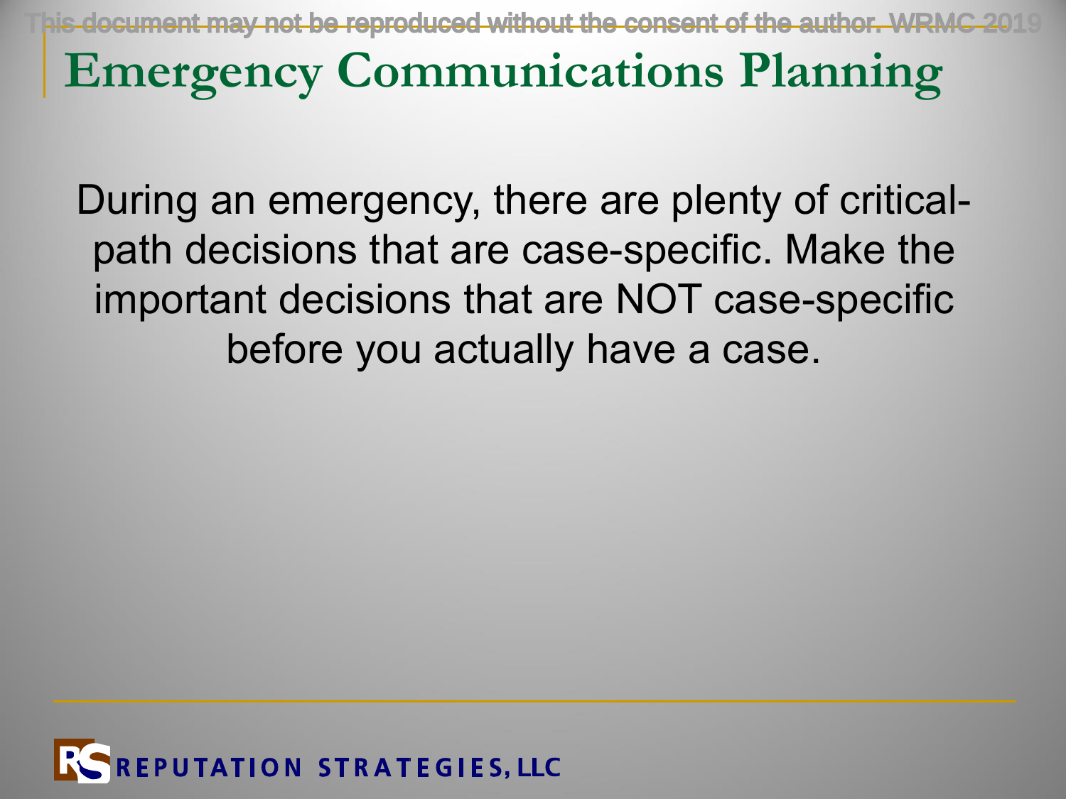# Emergency Communications Planning

During an emergency, there are plenty of critical-path decisions that are case-specific. Make the important decisions that are NOT case-specific before you actually have a case.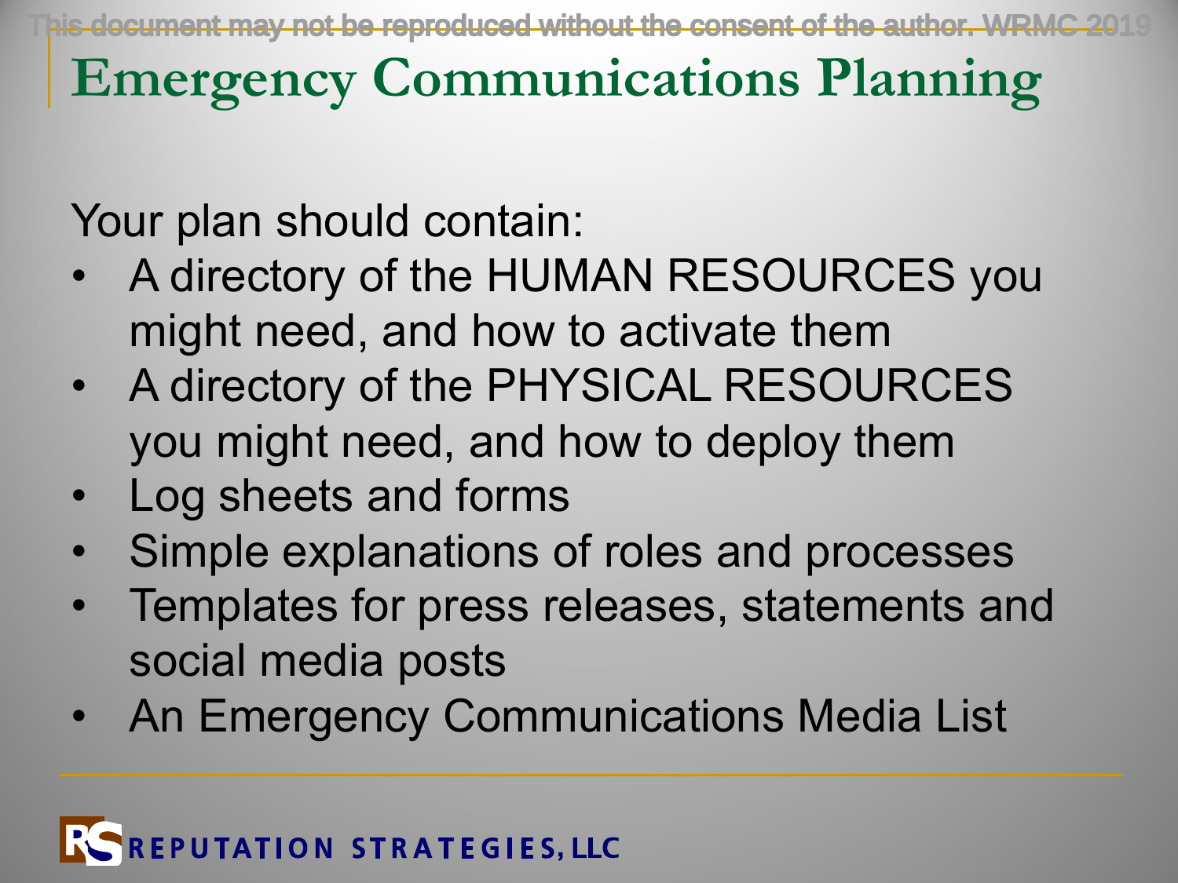# Emergency Communications Planning

Your plan should contain:

- A directory of the HUMAN RESOURCES you might need, and how to activate them
- A directory of the PHYSICAL RESOURCES you might need, and how to deploy them
- Log sheets and forms
- Simple explanations of roles and processes
- Templates for press releases, statements and social media posts
- An Emergency Communications Media List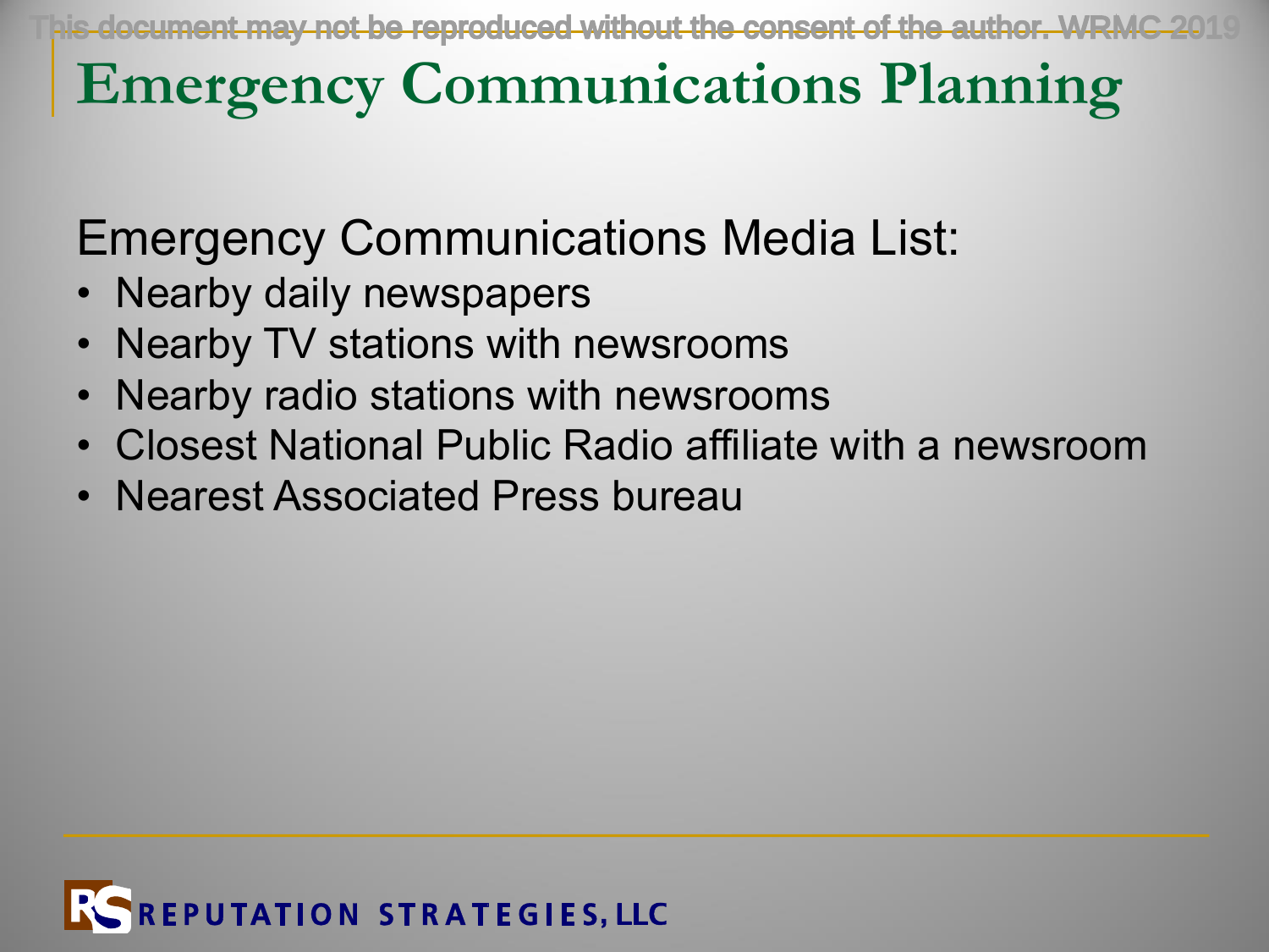# Emergency Communications Planning

Emergency Communications Media List:

- Nearby daily newspapers
- Nearby TV stations with newsrooms
- Nearby radio stations with newsrooms
- Closest National Public Radio affiliate with a newsroom
- Nearest Associated Press bureau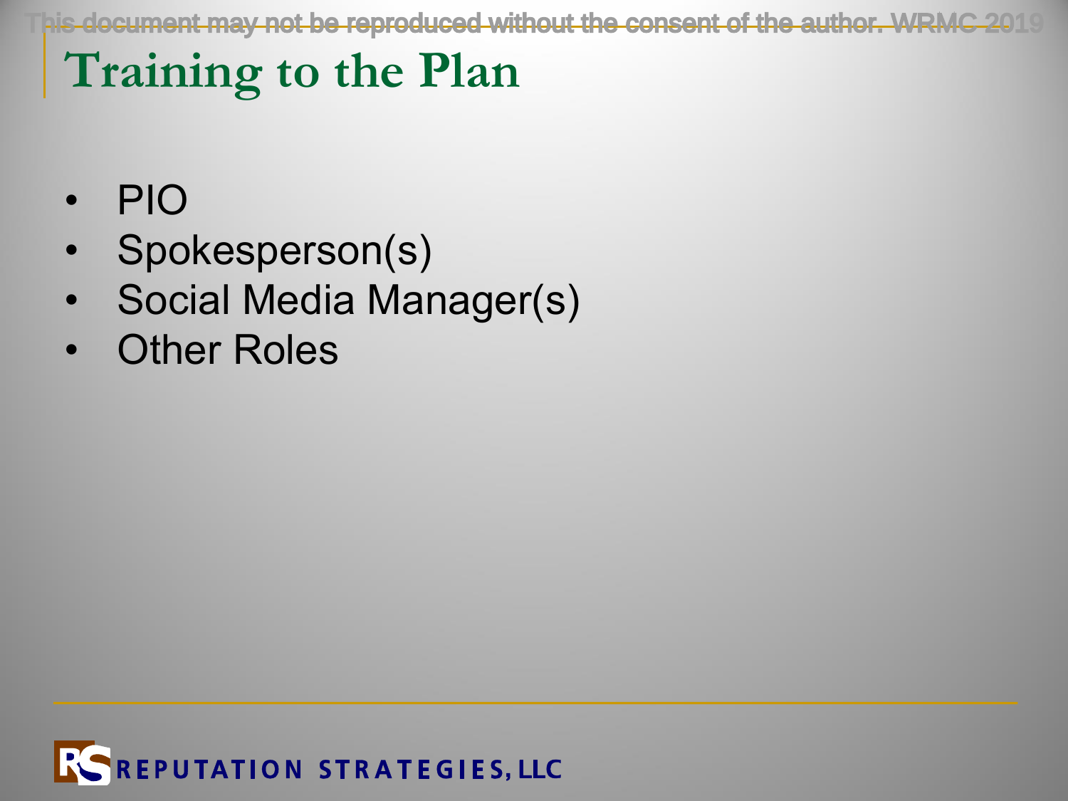# Training to the Plan

- PIO
- Spokesperson(s)
- Social Media Manager(s)
- Other Roles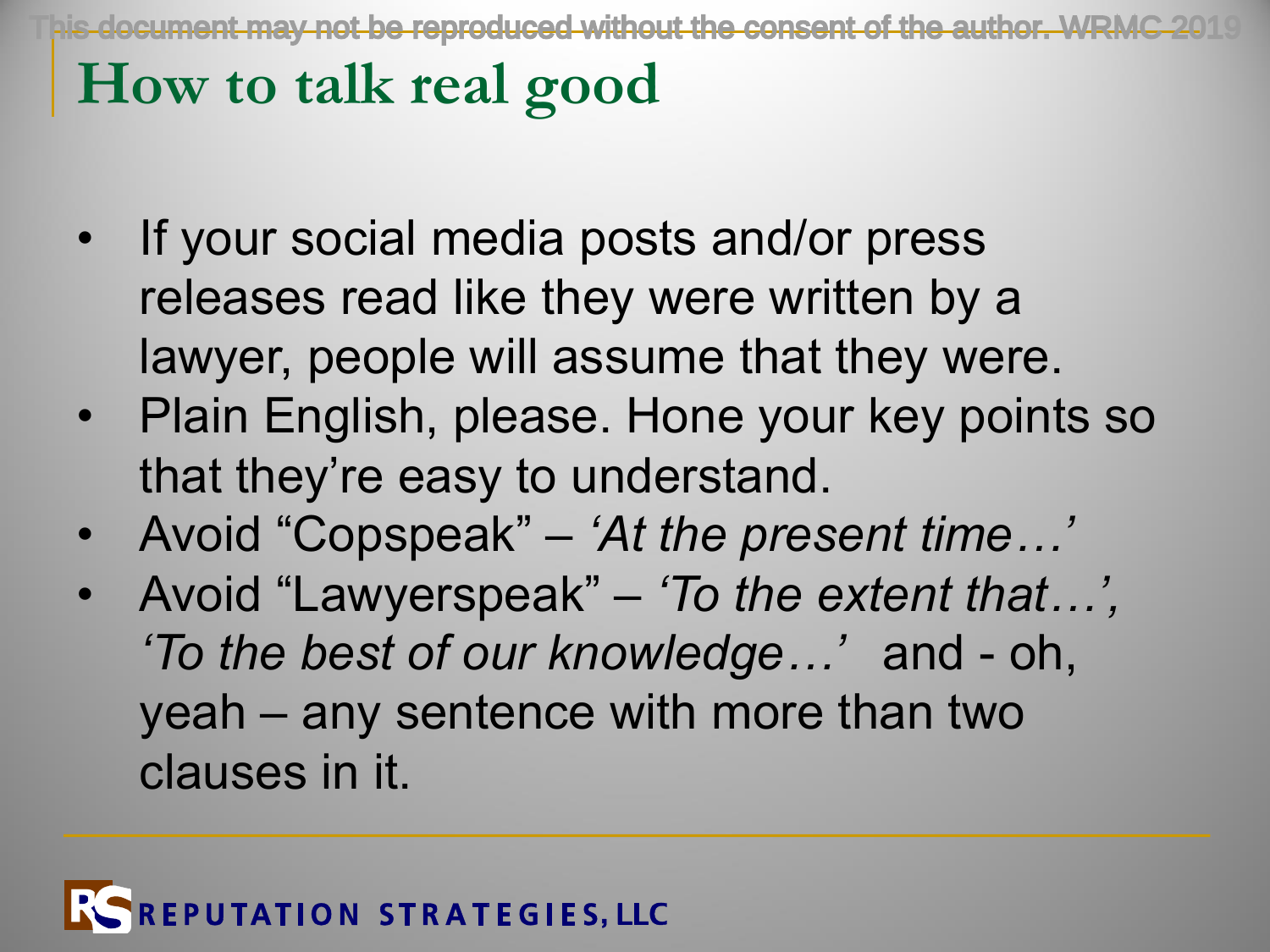# How to talk real good

- If your social media posts and/or press releases read like they were written by a lawyer, people will assume that they were.
- Plain English, please. Hone your key points so that they're easy to understand.
- Avoid "Copspeak" – *'At the present time…'*
- Avoid "Lawyerspeak" – *'To the extent that…', 'To the best of our knowledge…'* and - oh, yeah – any sentence with more than two clauses in it.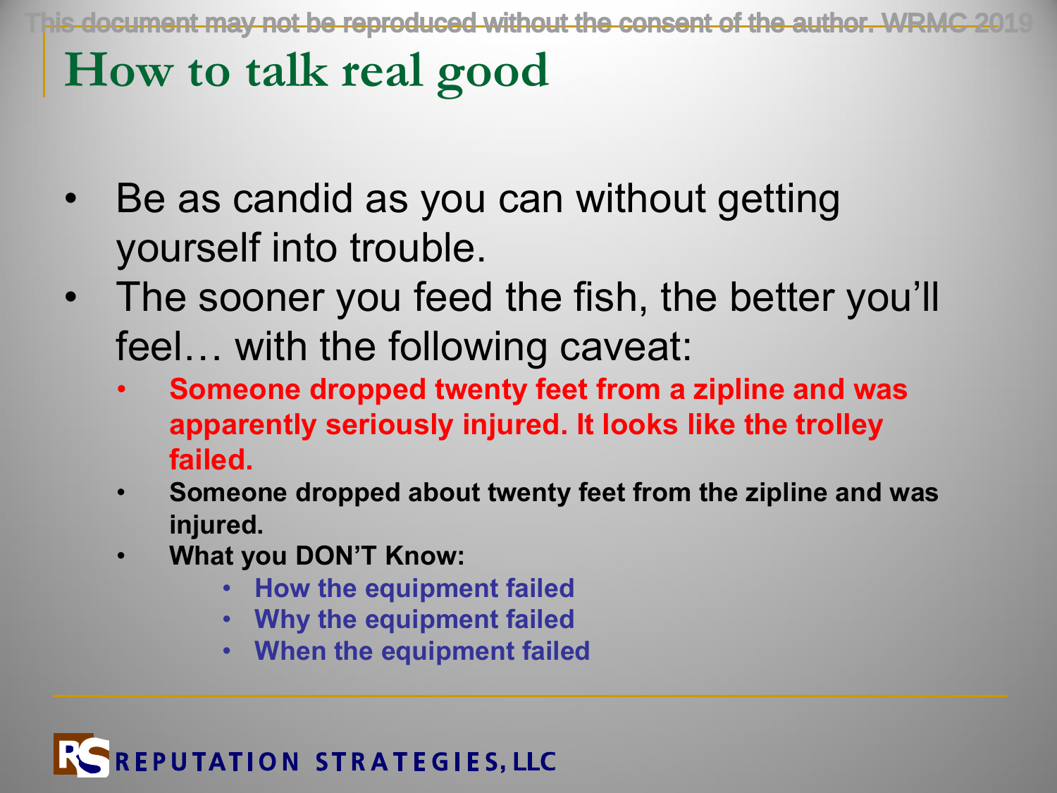# How to talk real good

- Be as candid as you can without getting yourself into trouble.
- The sooner you feed the fish, the better you'll feel… with the following caveat:
  - **Someone dropped twenty feet from a zipline and was apparently seriously injured. It looks like the trolley failed.**
  - **Someone dropped about twenty feet from the zipline and was injured.**
  - **What you DON'T Know:**
    - **How the equipment failed**
    - **Why the equipment failed**
    - **When the equipment failed**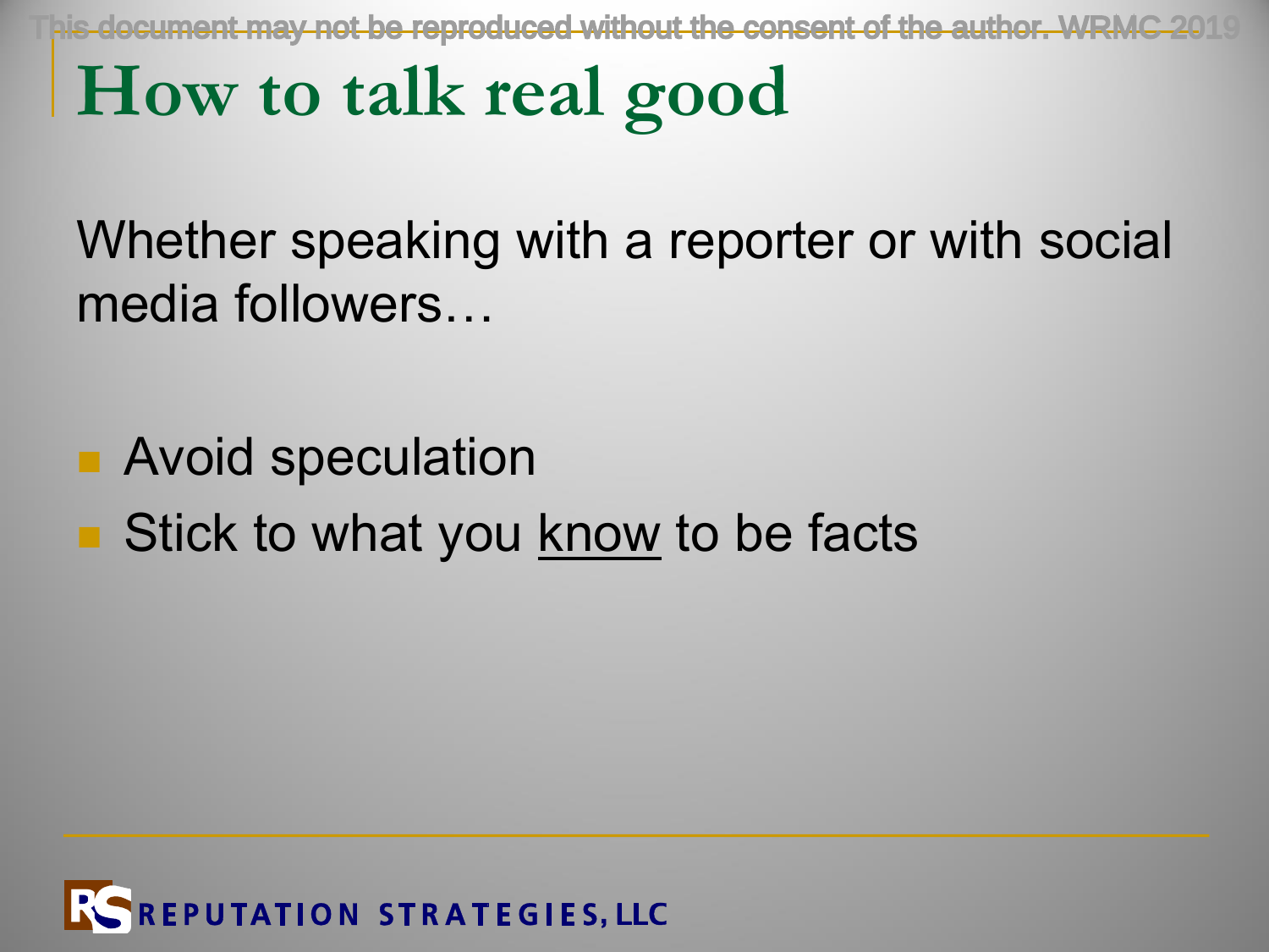# How to talk real good

Whether speaking with a reporter or with social media followers…

- Avoid speculation
- Stick to what you <u>know</u> to be facts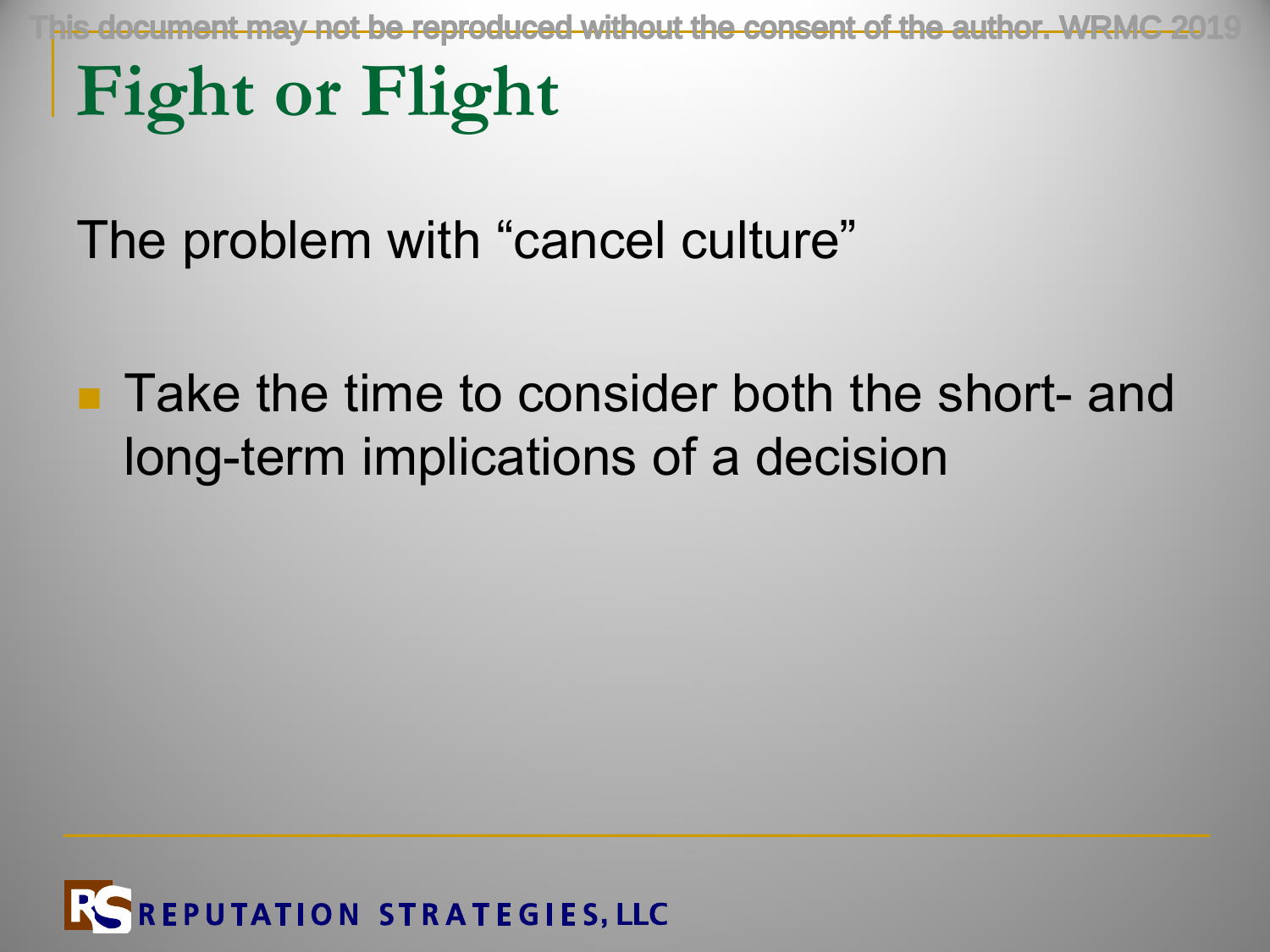# Fight or Flight

The problem with “cancel culture”

- Take the time to consider both the short- and long-term implications of a decision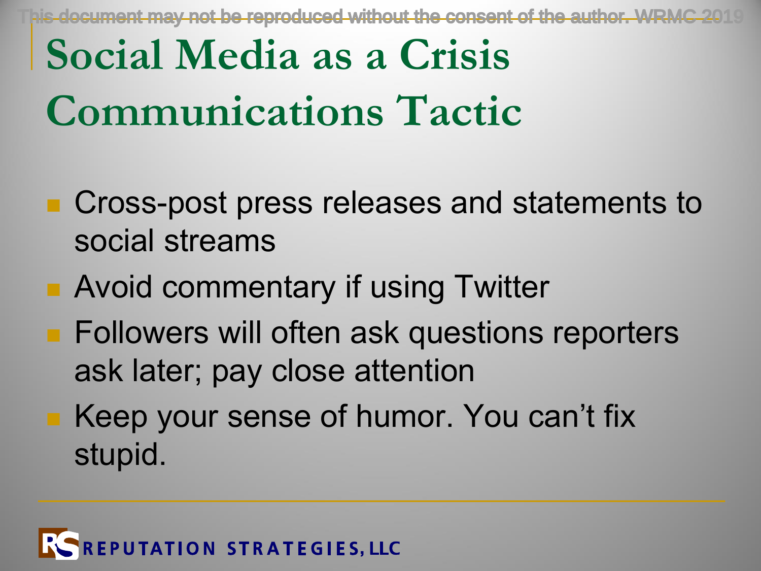# Social Media as a Crisis Communications Tactic

- Cross-post press releases and statements to social streams
- Avoid commentary if using Twitter
- Followers will often ask questions reporters ask later; pay close attention
- Keep your sense of humor. You can't fix stupid.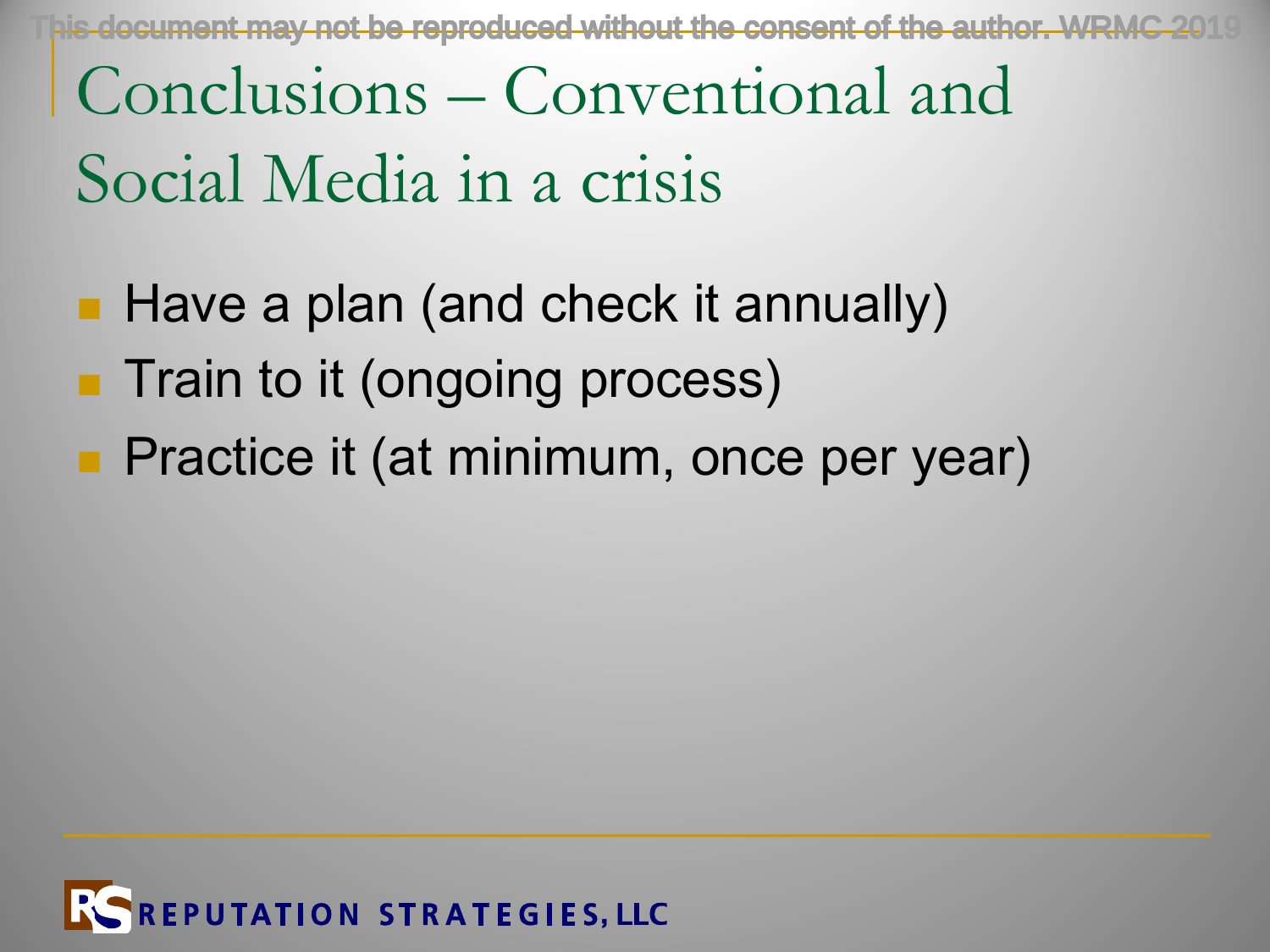# Conclusions – Conventional and Social Media in a crisis

- Have a plan (and check it annually)
- Train to it (ongoing process)
- Practice it (at minimum, once per year)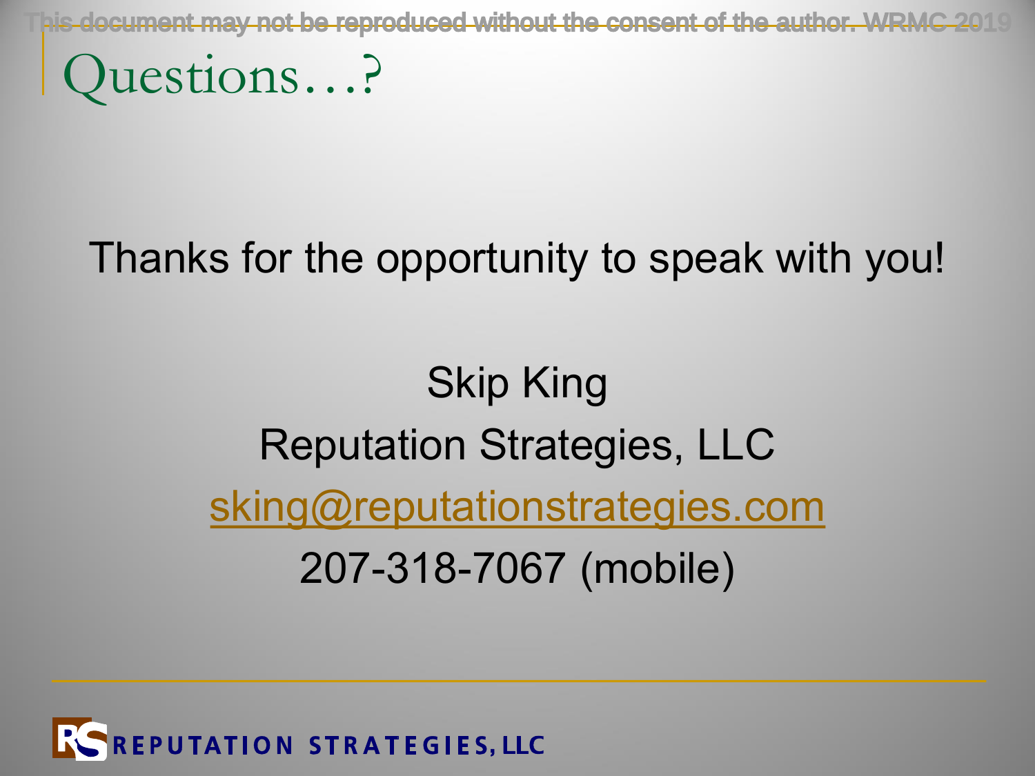# Questions…?

Thanks for the opportunity to speak with you!

Skip King

Reputation Strategies, LLC

sking@reputationstrategies.com

207-318-7067 (mobile)

REPUTATION STRATEGIES, LLC